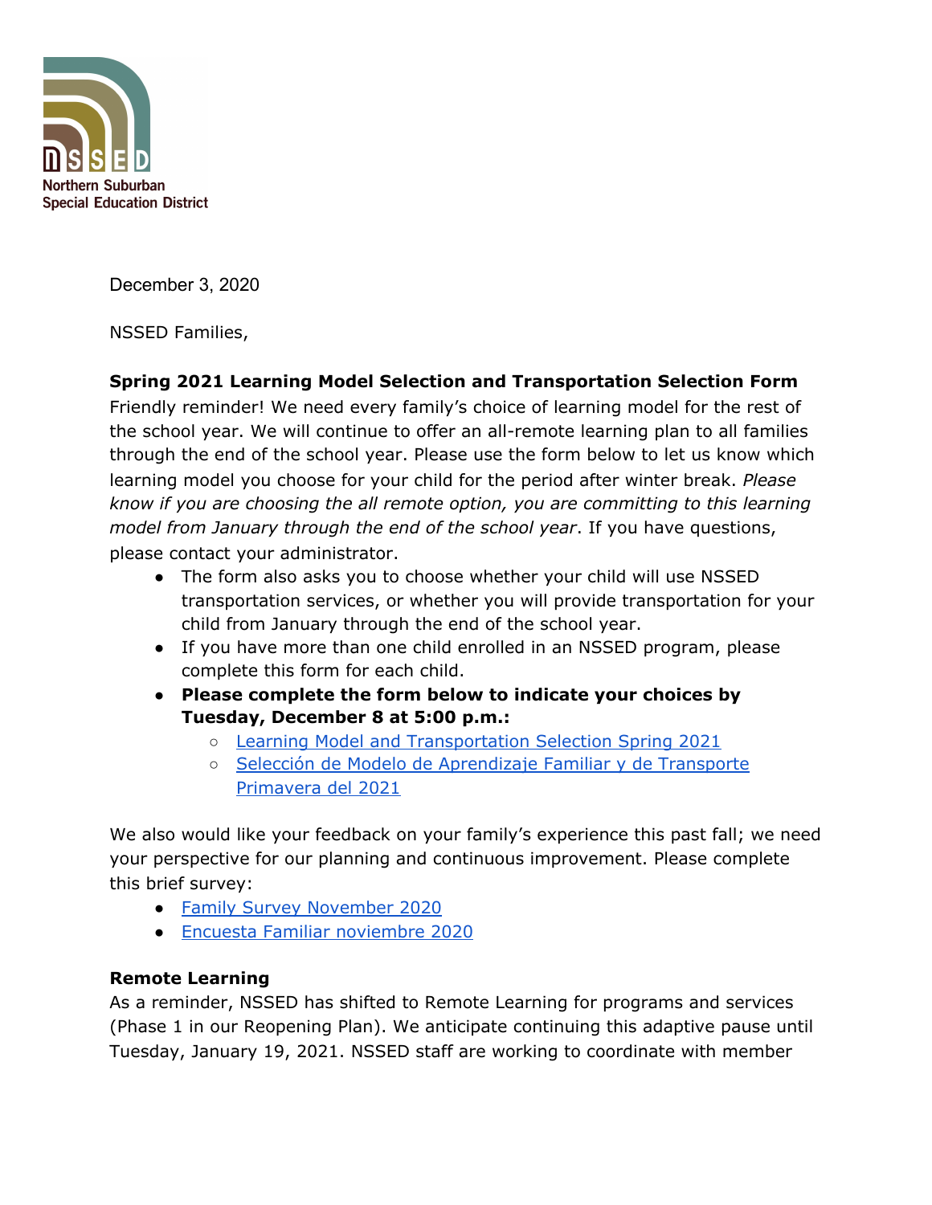Northern Suburban Special Education District

December 3, 2020

NSSED Families,

**Spring 2021 Learning Model Selection and Transportation Selection Form**

Friendly reminder! We need every family's choice of learning model for the rest of the school year. We will continue to offer an all-remote learning plan to all families through the end of the school year. Please use the form below to let us know which learning model you choose for your child for the period after winter break. *Please know if you are choosing the all remote option, you are committing to this learning model from January through the end of the school year*. If you have questions, please contact your administrator.

- The form also asks you to choose whether your child will use NSSED transportation services, or whether you will provide transportation for your child from January through the end of the school year.
- If you have more than one child enrolled in an NSSED program, please complete this form for each child.
- **Please complete the form below to indicate your choices by Tuesday, December 8 at 5:00 p.m.:**
  - Learning Model and Transportation Selection Spring 2021
  - Selección de Modelo de Aprendizaje Familiar y de Transporte Primavera del 2021

We also would like your feedback on your family's experience this past fall; we need your perspective for our planning and continuous improvement. Please complete this brief survey:

- Family Survey November 2020
- Encuesta Familiar noviembre 2020

**Remote Learning**

As a reminder, NSSED has shifted to Remote Learning for programs and services (Phase 1 in our Reopening Plan). We anticipate continuing this adaptive pause until Tuesday, January 19, 2021. NSSED staff are working to coordinate with member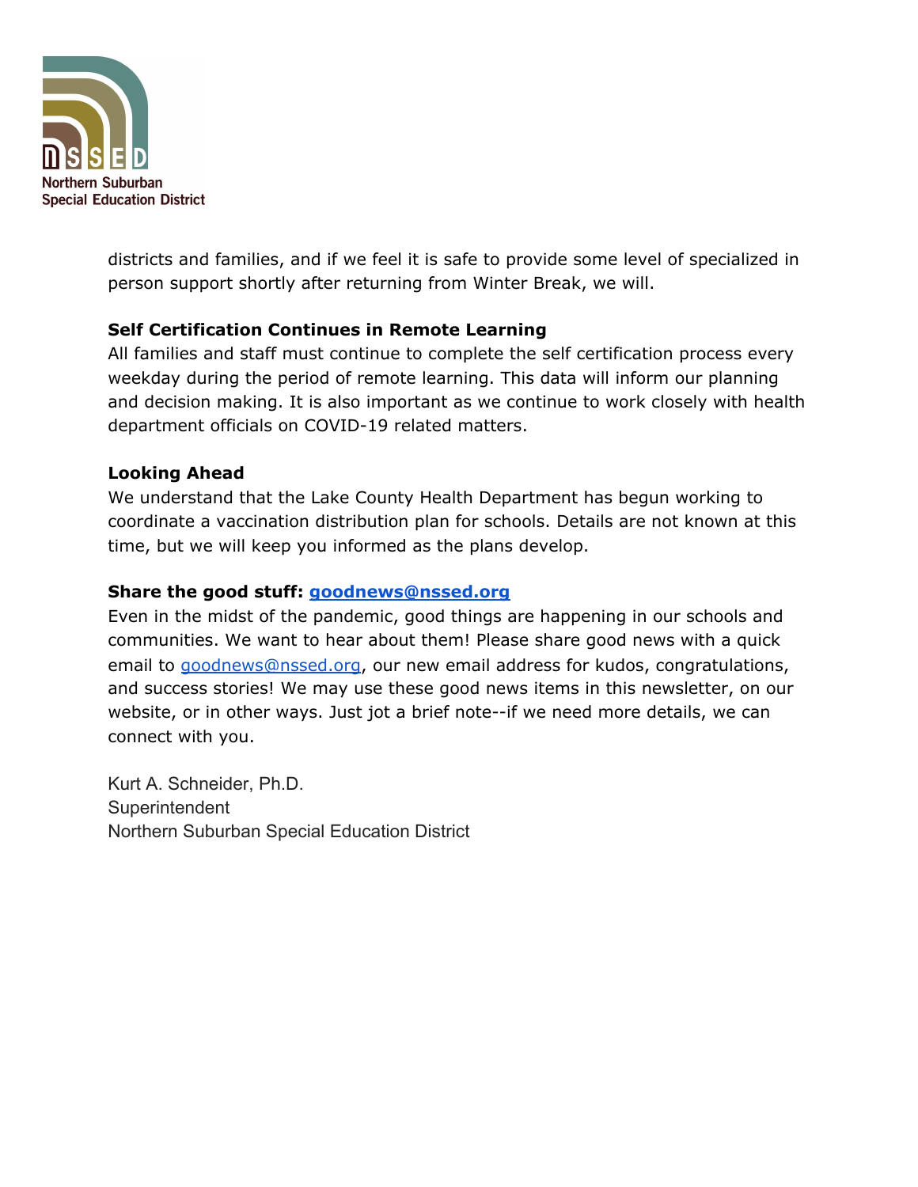districts and families, and if we feel it is safe to provide some level of specialized in person support shortly after returning from Winter Break, we will.

**Self Certification Continues in Remote Learning**
All families and staff must continue to complete the self certification process every weekday during the period of remote learning. This data will inform our planning and decision making. It is also important as we continue to work closely with health department officials on COVID-19 related matters.

**Looking Ahead**
We understand that the Lake County Health Department has begun working to coordinate a vaccination distribution plan for schools. Details are not known at this time, but we will keep you informed as the plans develop.

**Share the good stuff: [goodnews@nssed.org](mailto:goodnews@nssed.org)**
Even in the midst of the pandemic, good things are happening in our schools and communities. We want to hear about them! Please share good news with a quick email to [goodnews@nssed.org](mailto:goodnews@nssed.org), our new email address for kudos, congratulations, and success stories! We may use these good news items in this newsletter, on our website, or in other ways. Just jot a brief note--if we need more details, we can connect with you.

Kurt A. Schneider, Ph.D.
Superintendent
Northern Suburban Special Education District